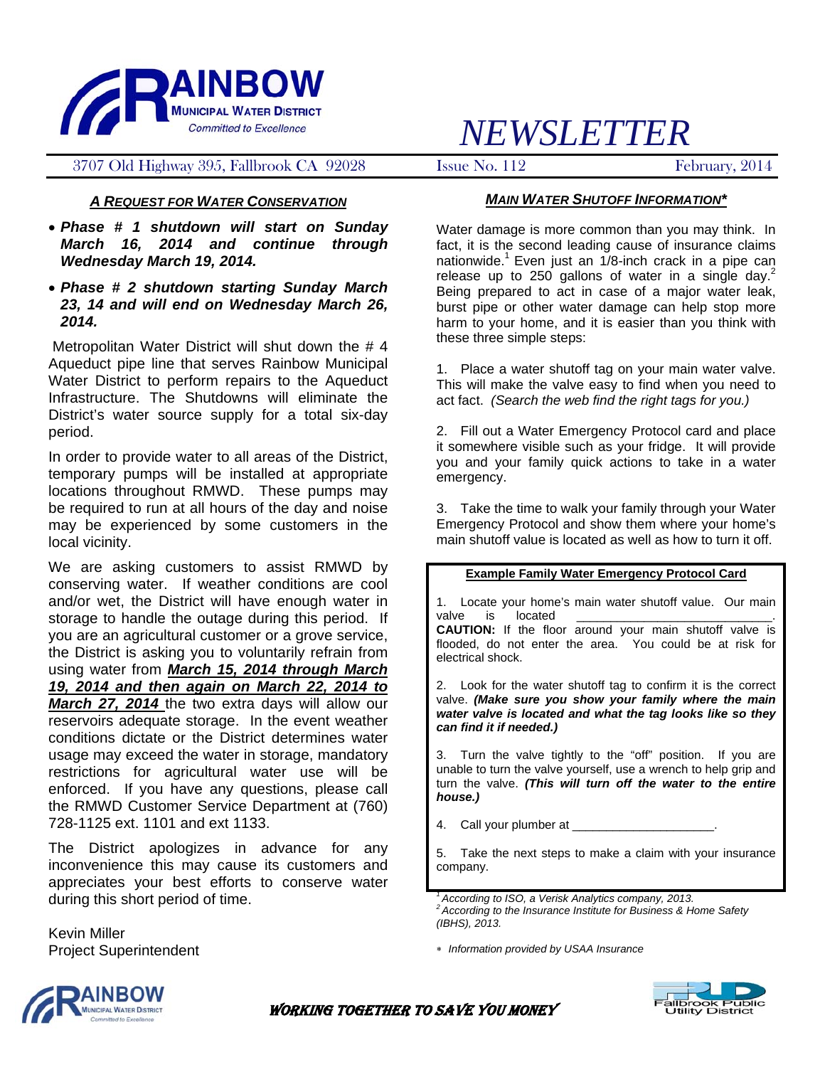# RAINBOW MUNICIPAL WATER DISTRICT

*Committed to Excellence*

# NEWSLETTER

3707 Old Highway 395, Fallbrook CA 92028 | Issue No. 112 | February, 2014

## ***A REQUEST FOR WATER CONSERVATION***

- ***Phase # 1 shutdown will start on Sunday March 16, 2014 and continue through Wednesday March 19, 2014.***
- ***Phase # 2 shutdown starting Sunday March 23, 14 and will end on Wednesday March 26, 2014.***

Metropolitan Water District will shut down the # 4 Aqueduct pipe line that serves Rainbow Municipal Water District to perform repairs to the Aqueduct Infrastructure. The Shutdowns will eliminate the District's water source supply for a total six-day period.

In order to provide water to all areas of the District, temporary pumps will be installed at appropriate locations throughout RMWD. These pumps may be required to run at all hours of the day and noise may be experienced by some customers in the local vicinity.

We are asking customers to assist RMWD by conserving water. If weather conditions are cool and/or wet, the District will have enough water in storage to handle the outage during this period. If you are an agricultural customer or a grove service, the District is asking you to voluntarily refrain from using water from ***March 15, 2014 through March 19, 2014 and then again on March 22, 2014 to March 27, 2014*** the two extra days will allow our reservoirs adequate storage. In the event weather conditions dictate or the District determines water usage may exceed the water in storage, mandatory restrictions for agricultural water use will be enforced. If you have any questions, please call the RMWD Customer Service Department at (760) 728-1125 ext. 1101 and ext 1133.

The District apologizes in advance for any inconvenience this may cause its customers and appreciates your best efforts to conserve water during this short period of time.

Kevin Miller
Project Superintendent

## ***MAIN WATER SHUTOFF INFORMATION****

Water damage is more common than you may think. In fact, it is the second leading cause of insurance claims nationwide.[1] Even just an 1/8-inch crack in a pipe can release up to 250 gallons of water in a single day.[2] Being prepared to act in case of a major water leak, burst pipe or other water damage can help stop more harm to your home, and it is easier than you think with these three simple steps:

1. Place a water shutoff tag on your main water valve. This will make the valve easy to find when you need to act fact. *(Search the web find the right tags for you.)*

2. Fill out a Water Emergency Protocol card and place it somewhere visible such as your fridge. It will provide you and your family quick actions to take in a water emergency.

3. Take the time to walk your family through your Water Emergency Protocol and show them where your home's main shutoff value is located as well as how to turn it off.

**Example Family Water Emergency Protocol Card**

1. Locate your home's main water shutoff value. Our main valve is located \_\_\_\_\_\_\_\_\_\_\_\_\_\_\_\_\_\_\_\_\_\_\_\_\_\_\_\_.
**CAUTION:** If the floor around your main shutoff valve is flooded, do not enter the area. You could be at risk for electrical shock.

2. Look for the water shutoff tag to confirm it is the correct valve. ***(Make sure you show your family where the main water valve is located and what the tag looks like so they can find it if needed.)***

3. Turn the valve tightly to the "off" position. If you are unable to turn the valve yourself, use a wrench to help grip and turn the valve. ***(This will turn off the water to the entire house.)***

4. Call your plumber at \_\_\_\_\_\_\_\_\_\_\_\_\_\_\_\_\_\_\_\_\_.

5. Take the next steps to make a claim with your insurance company.

[1] *According to ISO, a Verisk Analytics company, 2013.*
[2] *According to the Insurance Institute for Business & Home Safety (IBHS), 2013.*

\* *Information provided by USAA Insurance*

WORKING TOGETHER TO SAVE YOU MONEY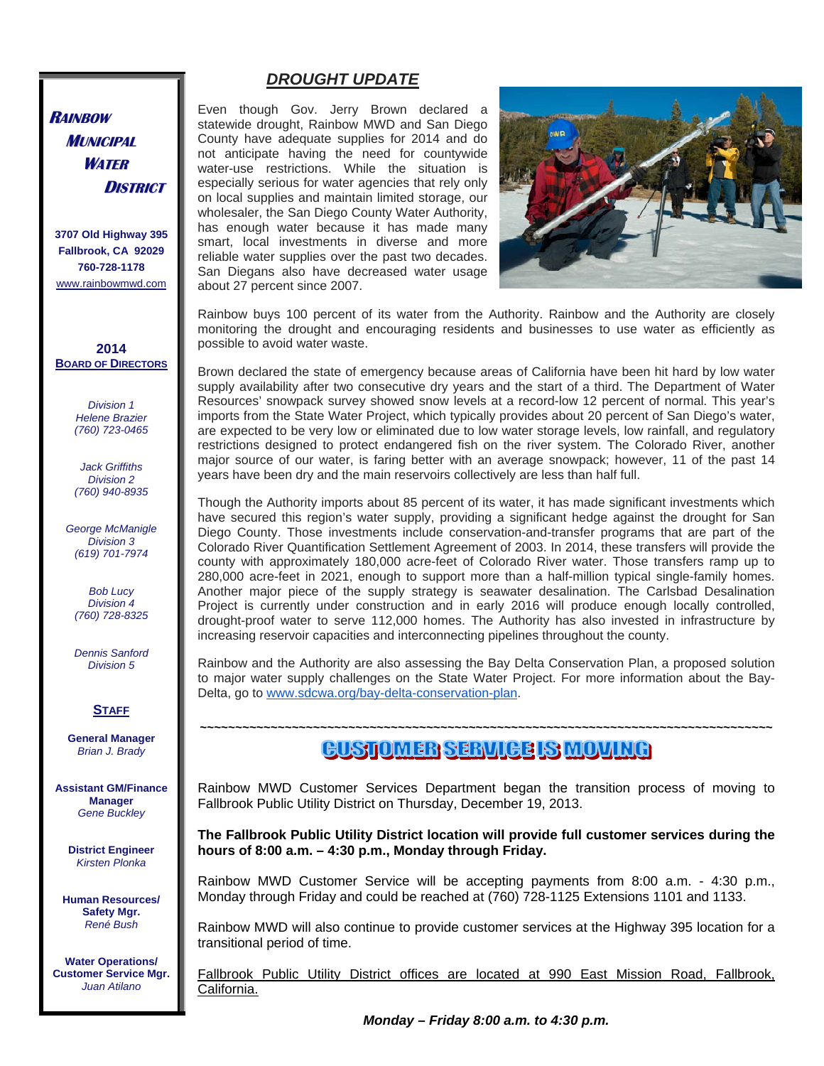**RAINBOW MUNICIPAL WATER DISTRICT**

**3707 Old Highway 395**
**Fallbrook, CA 92029**
**760-728-1178**
www.rainbowmwd.com

**2014**
**BOARD OF DIRECTORS**

*Division 1*
*Helene Brazier*
*(760) 723-0465*

*Jack Griffiths*
*Division 2*
*(760) 940-8935*

*George McManigle*
*Division 3*
*(619) 701-7974*

*Bob Lucy*
*Division 4*
*(760) 728-8325*

*Dennis Sanford*
*Division 5*

**STAFF**

**General Manager**
*Brian J. Brady*

**Assistant GM/Finance Manager**
*Gene Buckley*

**District Engineer**
*Kirsten Plonka*

**Human Resources/ Safety Mgr.**
*René Bush*

**Water Operations/ Customer Service Mgr.**
*Juan Atilano*

## *DROUGHT UPDATE*

Even though Gov. Jerry Brown declared a statewide drought, Rainbow MWD and San Diego County have adequate supplies for 2014 and do not anticipate having the need for countywide water-use restrictions. While the situation is especially serious for water agencies that rely only on local supplies and maintain limited storage, our wholesaler, the San Diego County Water Authority, has enough water because it has made many smart, local investments in diverse and more reliable water supplies over the past two decades. San Diegans also have decreased water usage about 27 percent since 2007.

Rainbow buys 100 percent of its water from the Authority. Rainbow and the Authority are closely monitoring the drought and encouraging residents and businesses to use water as efficiently as possible to avoid water waste.

Brown declared the state of emergency because areas of California have been hit hard by low water supply availability after two consecutive dry years and the start of a third. The Department of Water Resources' snowpack survey showed snow levels at a record-low 12 percent of normal. This year's imports from the State Water Project, which typically provides about 20 percent of San Diego's water, are expected to be very low or eliminated due to low water storage levels, low rainfall, and regulatory restrictions designed to protect endangered fish on the river system. The Colorado River, another major source of our water, is faring better with an average snowpack; however, 11 of the past 14 years have been dry and the main reservoirs collectively are less than half full.

Though the Authority imports about 85 percent of its water, it has made significant investments which have secured this region's water supply, providing a significant hedge against the drought for San Diego County. Those investments include conservation-and-transfer programs that are part of the Colorado River Quantification Settlement Agreement of 2003. In 2014, these transfers will provide the county with approximately 180,000 acre-feet of Colorado River water. Those transfers ramp up to 280,000 acre-feet in 2021, enough to support more than a half-million typical single-family homes. Another major piece of the supply strategy is seawater desalination. The Carlsbad Desalination Project is currently under construction and in early 2016 will produce enough locally controlled, drought-proof water to serve 112,000 homes. The Authority has also invested in infrastructure by increasing reservoir capacities and interconnecting pipelines throughout the county.

Rainbow and the Authority are also assessing the Bay Delta Conservation Plan, a proposed solution to major water supply challenges on the State Water Project. For more information about the Bay-Delta, go to www.sdcwa.org/bay-delta-conservation-plan.

~~~~~~~~~~~~~~~~~~~~~~~~~~~~~~~~~~~~~~~~~~~~~~~~~~~~~~~~~~~~~~~~~~~~~~~~~~~~~~~~~~~~

## CUSTOMER SERVICE IS MOVING

Rainbow MWD Customer Services Department began the transition process of moving to Fallbrook Public Utility District on Thursday, December 19, 2013.

**The Fallbrook Public Utility District location will provide full customer services during the hours of 8:00 a.m. – 4:30 p.m., Monday through Friday.**

Rainbow MWD Customer Service will be accepting payments from 8:00 a.m. - 4:30 p.m., Monday through Friday and could be reached at (760) 728-1125 Extensions 1101 and 1133.

Rainbow MWD will also continue to provide customer services at the Highway 395 location for a transitional period of time.

Fallbrook Public Utility District offices are located at 990 East Mission Road, Fallbrook, California.

***Monday – Friday 8:00 a.m. to 4:30 p.m.***